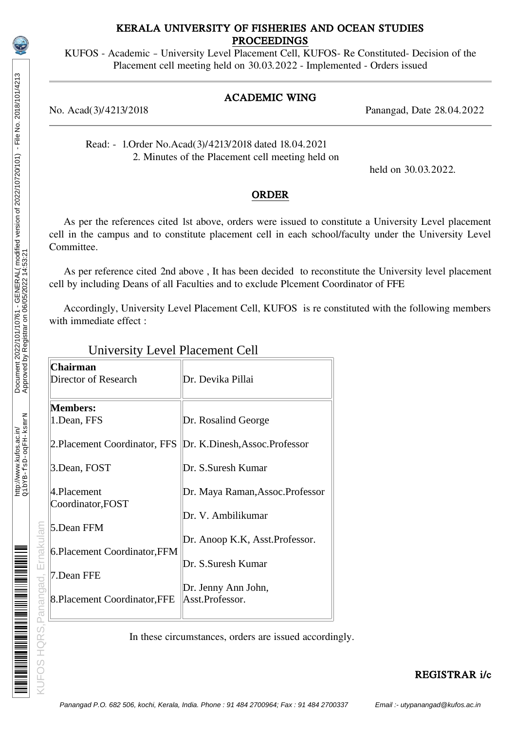# KERALA UNIVERSITY OF FISHERIES AND OCEAN STUDIES

## PROCEEDINGS

KUFOS - Academic – University Level Placement Cell, KUFOS- Re Constituted- Decision of the Placement cell meeting held on 30.03.2022 - Implemented - Orders issued

### ACADEMIC WING

No. Acad(3)/4213/2018 Panangad, Date 28.04.2022

Read: - 1.Order No.Acad(3)/4213/2018 dated 18.04.2021
2. Minutes of the Placement cell meeting held on held on 30.03.2022.

### ORDER

As per the references cited 1st above, orders were issued to constitute a University Level placement cell in the campus and to constitute placement cell in each school/faculty under the University Level Committee.

As per reference cited 2nd above , It has been decided to reconstitute the University level placement cell by including Deans of all Faculties and to exclude Plcement Coordinator of FFE

Accordingly, University Level Placement Cell, KUFOS is re constituted with the following members with immediate effect :

University Level Placement Cell

| | |
|---|---|
| **Chairman**<br>Director of Research | Dr. Devika Pillai |
| **Members:**<br>1.Dean, FFS | Dr. Rosalind George |
| 2.Placement Coordinator, FFS | Dr. K.Dinesh,Assoc.Professor |
| 3.Dean, FOST | Dr. S.Suresh Kumar |
| 4.Placement Coordinator,FOST | Dr. Maya Raman,Assoc.Professor |
| 5.Dean FFM | Dr. V. Ambilikumar |
| 6.Placement Coordinator,FFM | Dr. Anoop K.K, Asst.Professor. |
| 7.Dean FFE | Dr. S.Suresh Kumar |
| 8.Placement Coordinator,FFE | Dr. Jenny Ann John, Asst.Professor. |

In these circumstances, orders are issued accordingly.

**REGISTRAR i/c**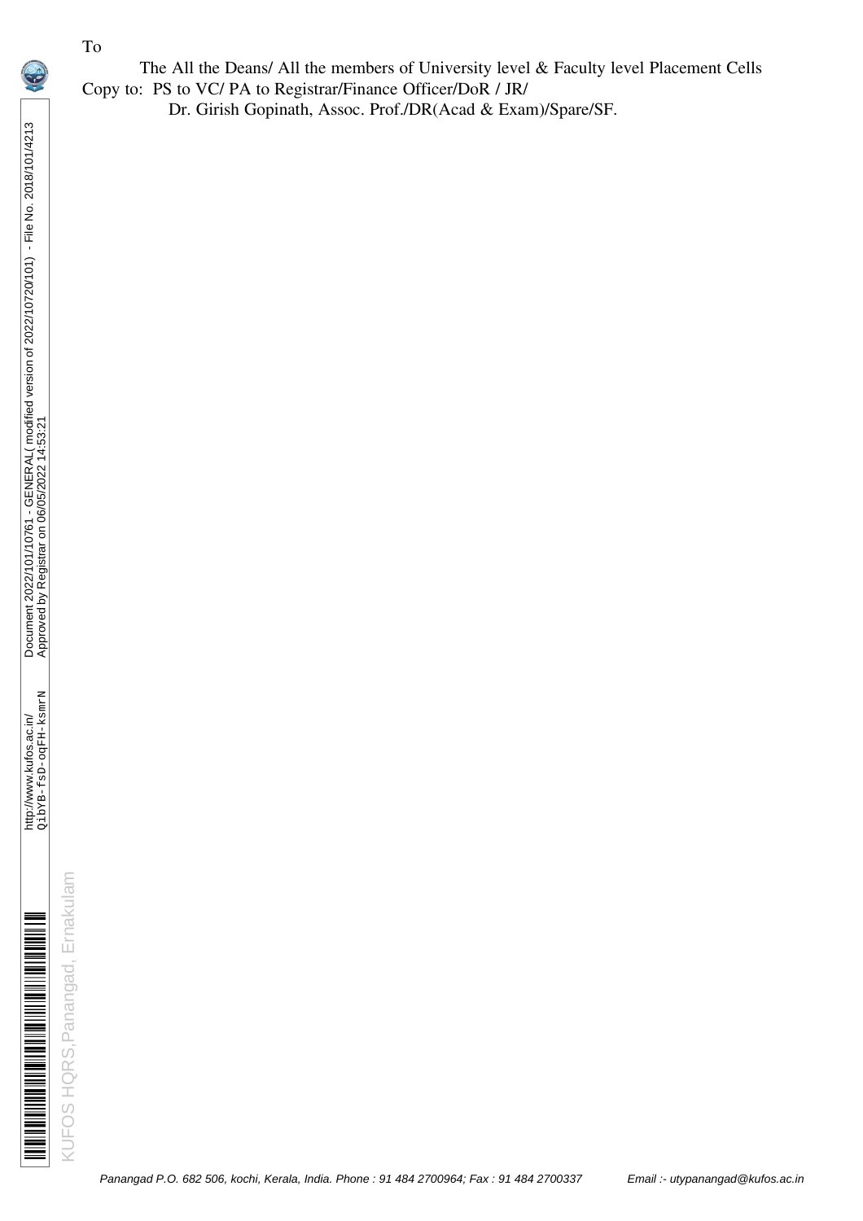To

The All the Deans/ All the members of University level & Faculty level Placement Cells

Copy to: PS to VC/ PA to Registrar/Finance Officer/DoR / JR/
Dr. Girish Gopinath, Assoc. Prof./DR(Acad & Exam)/Spare/SF.